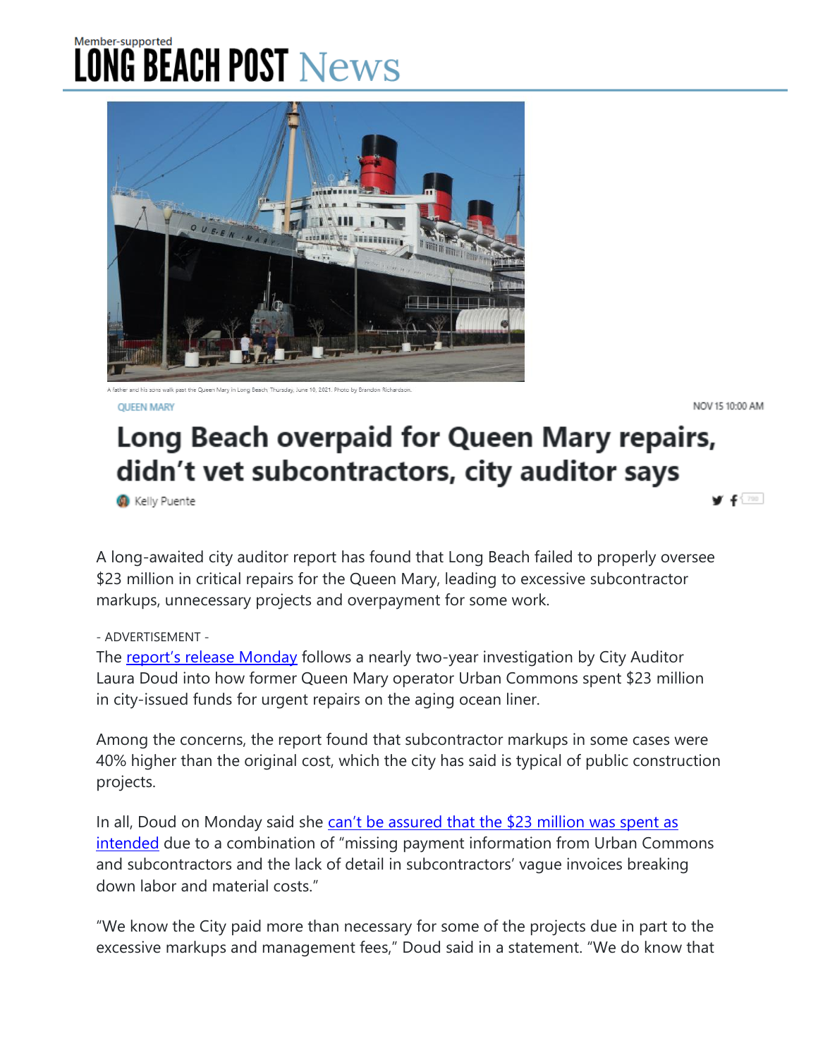Member-supported

LONG BEACH POST News

A father and his sons walk past the Queen Mary in Long Beach Thursday, June 10, 2021. Photo by Brandon Richardson.

QUEEN MARY

NOV 15 10:00 AM

# Long Beach overpaid for Queen Mary repairs, didn't vet subcontractors, city auditor says

Kelly Puente

A long-awaited city auditor report has found that Long Beach failed to properly oversee $23 million in critical repairs for the Queen Mary, leading to excessive subcontractor markups, unnecessary projects and overpayment for some work.

- ADVERTISEMENT -

The report's release Monday follows a nearly two-year investigation by City Auditor Laura Doud into how former Queen Mary operator Urban Commons spent $23 million in city-issued funds for urgent repairs on the aging ocean liner.

Among the concerns, the report found that subcontractor markups in some cases were 40% higher than the original cost, which the city has said is typical of public construction projects.

In all, Doud on Monday said she can't be assured that the $23 million was spent as intended due to a combination of "missing payment information from Urban Commons and subcontractors and the lack of detail in subcontractors' vague invoices breaking down labor and material costs."

"We know the City paid more than necessary for some of the projects due in part to the excessive markups and management fees," Doud said in a statement. "We do know that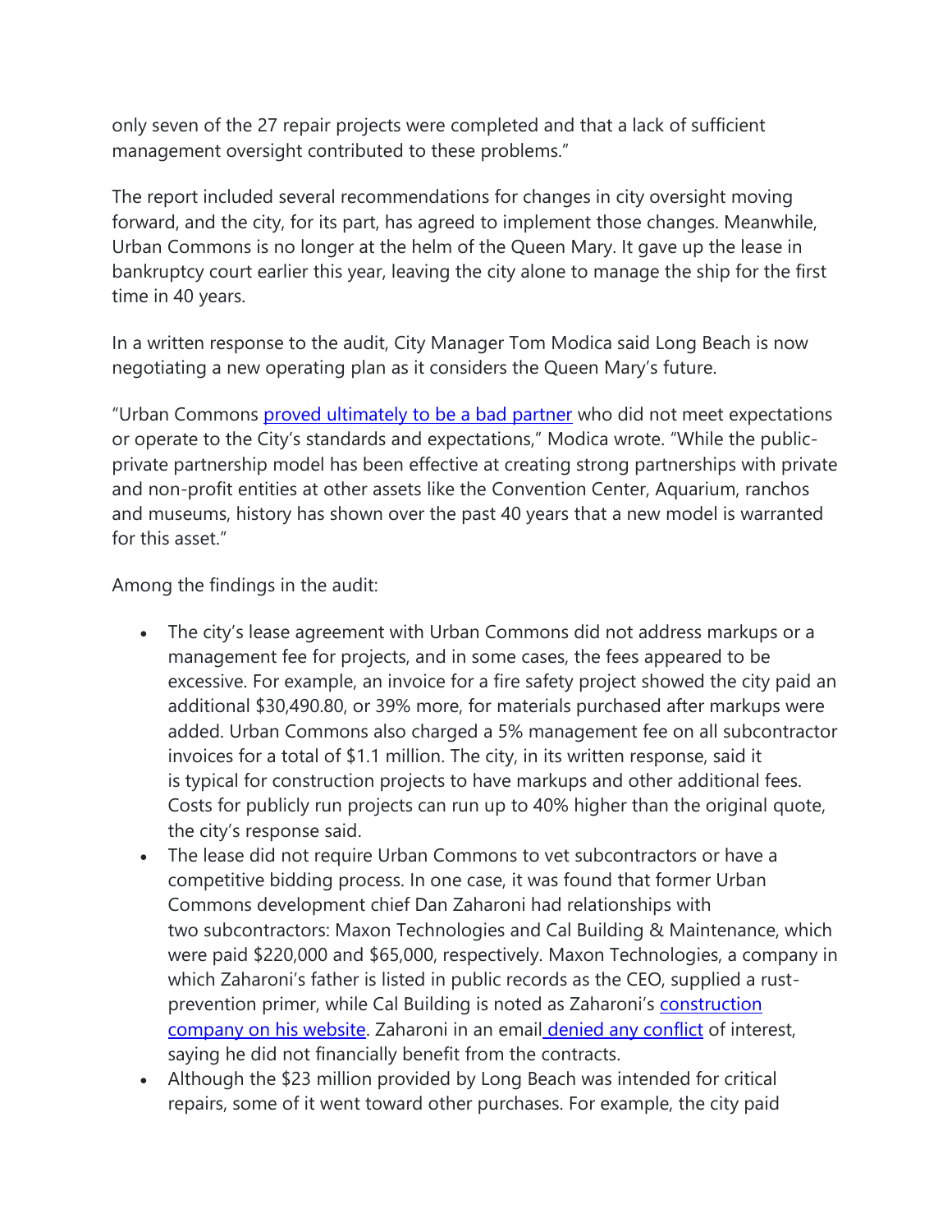only seven of the 27 repair projects were completed and that a lack of sufficient management oversight contributed to these problems."

The report included several recommendations for changes in city oversight moving forward, and the city, for its part, has agreed to implement those changes. Meanwhile, Urban Commons is no longer at the helm of the Queen Mary. It gave up the lease in bankruptcy court earlier this year, leaving the city alone to manage the ship for the first time in 40 years.

In a written response to the audit, City Manager Tom Modica said Long Beach is now negotiating a new operating plan as it considers the Queen Mary's future.

"Urban Commons [proved ultimately to be a bad partner] who did not meet expectations or operate to the City's standards and expectations," Modica wrote. "While the public-private partnership model has been effective at creating strong partnerships with private and non-profit entities at other assets like the Convention Center, Aquarium, ranchos and museums, history has shown over the past 40 years that a new model is warranted for this asset."

Among the findings in the audit:

- The city's lease agreement with Urban Commons did not address markups or a management fee for projects, and in some cases, the fees appeared to be excessive. For example, an invoice for a fire safety project showed the city paid an additional $30,490.80, or 39% more, for materials purchased after markups were added. Urban Commons also charged a 5% management fee on all subcontractor invoices for a total of $1.1 million. The city, in its written response, said it is typical for construction projects to have markups and other additional fees. Costs for publicly run projects can run up to 40% higher than the original quote, the city's response said.
- The lease did not require Urban Commons to vet subcontractors or have a competitive bidding process. In one case, it was found that former Urban Commons development chief Dan Zaharoni had relationships with two subcontractors: Maxon Technologies and Cal Building & Maintenance, which were paid $220,000 and $65,000, respectively. Maxon Technologies, a company in which Zaharoni's father is listed in public records as the CEO, supplied a rust-prevention primer, while Cal Building is noted as Zaharoni's [construction company on his website]. Zaharoni in an email [denied any conflict] of interest, saying he did not financially benefit from the contracts.
- Although the $23 million provided by Long Beach was intended for critical repairs, some of it went toward other purchases. For example, the city paid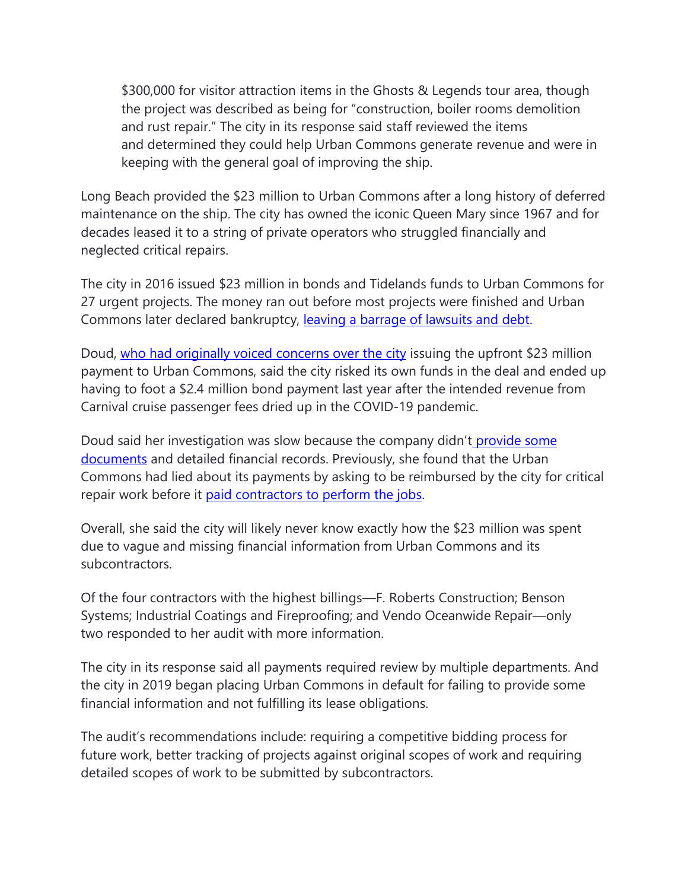$300,000 for visitor attraction items in the Ghosts & Legends tour area, though the project was described as being for "construction, boiler rooms demolition and rust repair." The city in its response said staff reviewed the items and determined they could help Urban Commons generate revenue and were in keeping with the general goal of improving the ship.

Long Beach provided the $23 million to Urban Commons after a long history of deferred maintenance on the ship. The city has owned the iconic Queen Mary since 1967 and for decades leased it to a string of private operators who struggled financially and neglected critical repairs.

The city in 2016 issued $23 million in bonds and Tidelands funds to Urban Commons for 27 urgent projects. The money ran out before most projects were finished and Urban Commons later declared bankruptcy, leaving a barrage of lawsuits and debt.

Doud, who had originally voiced concerns over the city issuing the upfront $23 million payment to Urban Commons, said the city risked its own funds in the deal and ended up having to foot a $2.4 million bond payment last year after the intended revenue from Carnival cruise passenger fees dried up in the COVID-19 pandemic.

Doud said her investigation was slow because the company didn't provide some documents and detailed financial records. Previously, she found that the Urban Commons had lied about its payments by asking to be reimbursed by the city for critical repair work before it paid contractors to perform the jobs.

Overall, she said the city will likely never know exactly how the $23 million was spent due to vague and missing financial information from Urban Commons and its subcontractors.

Of the four contractors with the highest billings—F. Roberts Construction; Benson Systems; Industrial Coatings and Fireproofing; and Vendo Oceanwide Repair—only two responded to her audit with more information.

The city in its response said all payments required review by multiple departments. And the city in 2019 began placing Urban Commons in default for failing to provide some financial information and not fulfilling its lease obligations.

The audit's recommendations include: requiring a competitive bidding process for future work, better tracking of projects against original scopes of work and requiring detailed scopes of work to be submitted by subcontractors.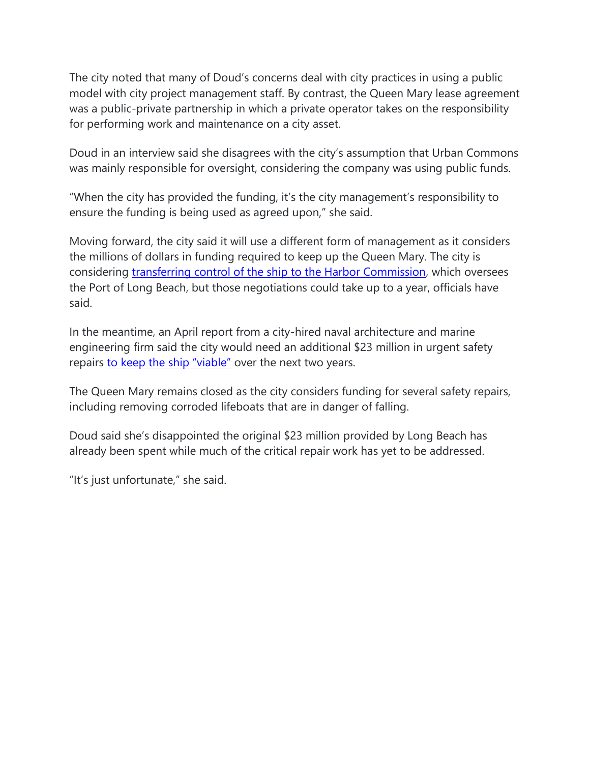The city noted that many of Doud's concerns deal with city practices in using a public model with city project management staff. By contrast, the Queen Mary lease agreement was a public-private partnership in which a private operator takes on the responsibility for performing work and maintenance on a city asset.

Doud in an interview said she disagrees with the city's assumption that Urban Commons was mainly responsible for oversight, considering the company was using public funds.

"When the city has provided the funding, it's the city management's responsibility to ensure the funding is being used as agreed upon," she said.

Moving forward, the city said it will use a different form of management as it considers the millions of dollars in funding required to keep up the Queen Mary. The city is considering [transferring control of the ship to the Harbor Commission](), which oversees the Port of Long Beach, but those negotiations could take up to a year, officials have said.

In the meantime, an April report from a city-hired naval architecture and marine engineering firm said the city would need an additional $23 million in urgent safety repairs [to keep the ship "viable"]() over the next two years.

The Queen Mary remains closed as the city considers funding for several safety repairs, including removing corroded lifeboats that are in danger of falling.

Doud said she's disappointed the original $23 million provided by Long Beach has already been spent while much of the critical repair work has yet to be addressed.

"It's just unfortunate," she said.